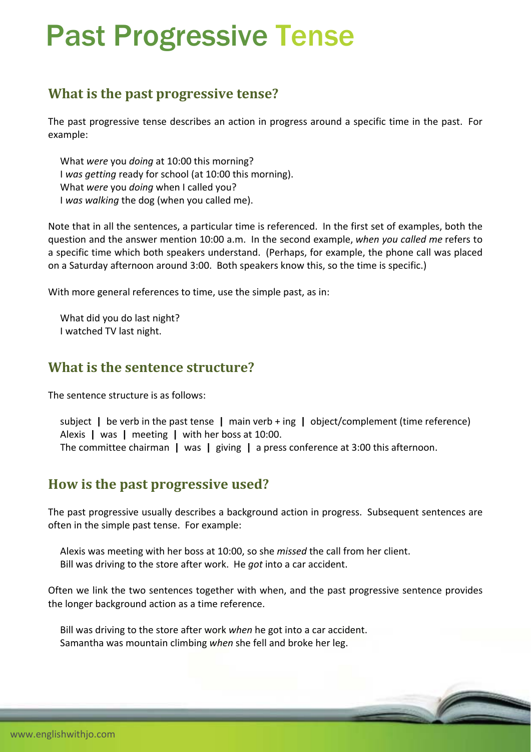# Past Progressive Tense

## What is the past progressive tense?

The past progressive tense describes an action in progress around a specific time in the past. For example:

What *were* you *doing* at 10:00 this morning?
I *was getting* ready for school (at 10:00 this morning).
What *were* you *doing* when I called you?
I *was walking* the dog (when you called me).

Note that in all the sentences, a particular time is referenced. In the first set of examples, both the question and the answer mention 10:00 a.m. In the second example, *when you called me* refers to a specific time which both speakers understand. (Perhaps, for example, the phone call was placed on a Saturday afternoon around 3:00. Both speakers know this, so the time is specific.)

With more general references to time, use the simple past, as in:

What did you do last night?
I watched TV last night.

## What is the sentence structure?

The sentence structure is as follows:

subject **|** be verb in the past tense **|** main verb + ing **|** object/complement (time reference)
Alexis **|** was **|** meeting **|** with her boss at 10:00.
The committee chairman **|** was **|** giving **|** a press conference at 3:00 this afternoon.

## How is the past progressive used?

The past progressive usually describes a background action in progress. Subsequent sentences are often in the simple past tense. For example:

Alexis was meeting with her boss at 10:00, so she *missed* the call from her client.
Bill was driving to the store after work. He *got* into a car accident.

Often we link the two sentences together with when, and the past progressive sentence provides the longer background action as a time reference.

Bill was driving to the store after work *when* he got into a car accident.
Samantha was mountain climbing *when* she fell and broke her leg.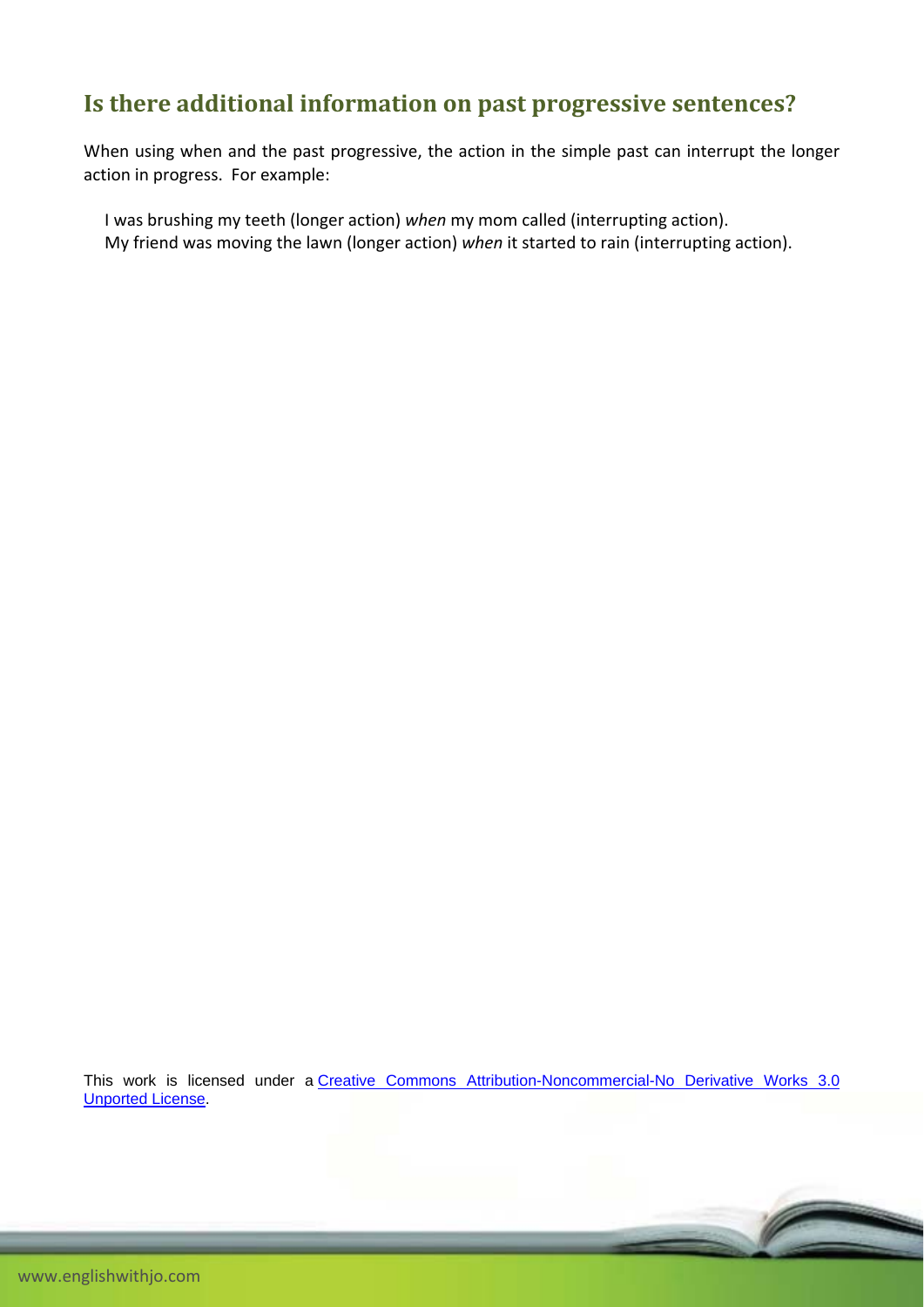## Is there additional information on past progressive sentences?

When using when and the past progressive, the action in the simple past can interrupt the longer action in progress. For example:

I was brushing my teeth (longer action) *when* my mom called (interrupting action).
My friend was moving the lawn (longer action) *when* it started to rain (interrupting action).

This work is licensed under a [Creative Commons Attribution-Noncommercial-No Derivative Works 3.0 Unported License](#).